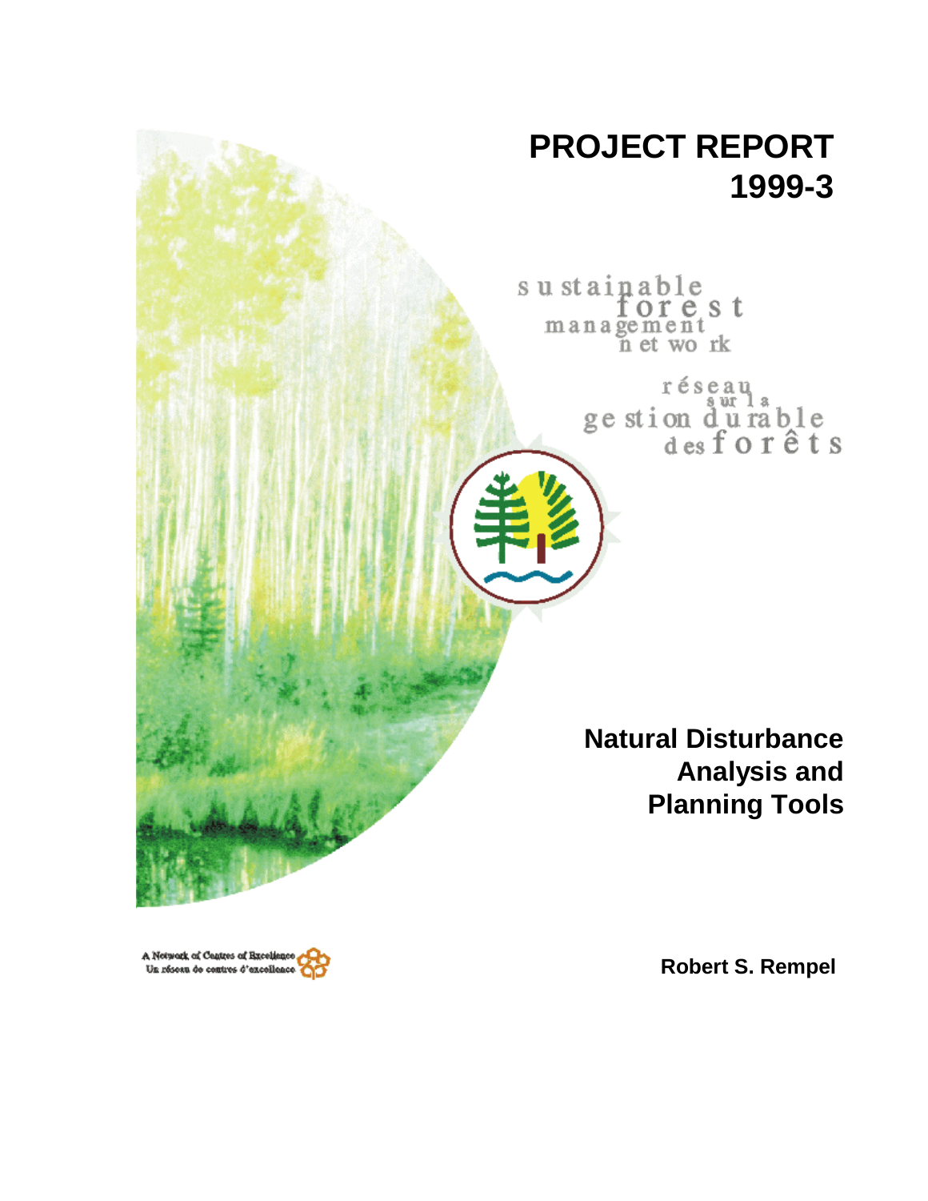# PROJECT REPORT 1999-3

sustainable forest management network

réseau sur la gestion durable des forêts

## Natural Disturbance Analysis and Planning Tools

**Robert S. Rempel**

A Network of Centres of Excellence
Un réseau de centres d'excellence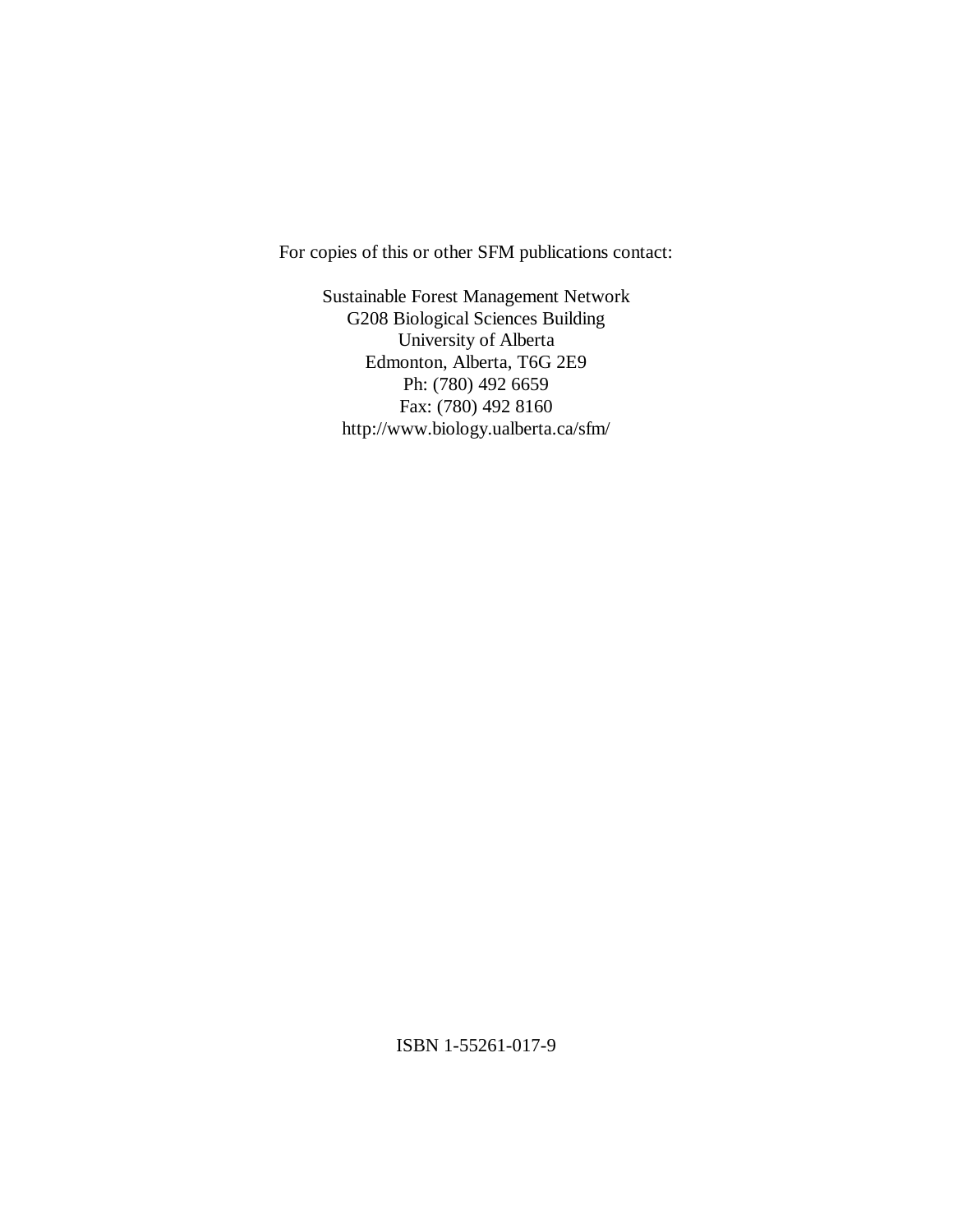For copies of this or other SFM publications contact:

Sustainable Forest Management Network
G208 Biological Sciences Building
University of Alberta
Edmonton, Alberta, T6G 2E9
Ph: (780) 492 6659
Fax: (780) 492 8160
http://www.biology.ualberta.ca/sfm/

ISBN 1-55261-017-9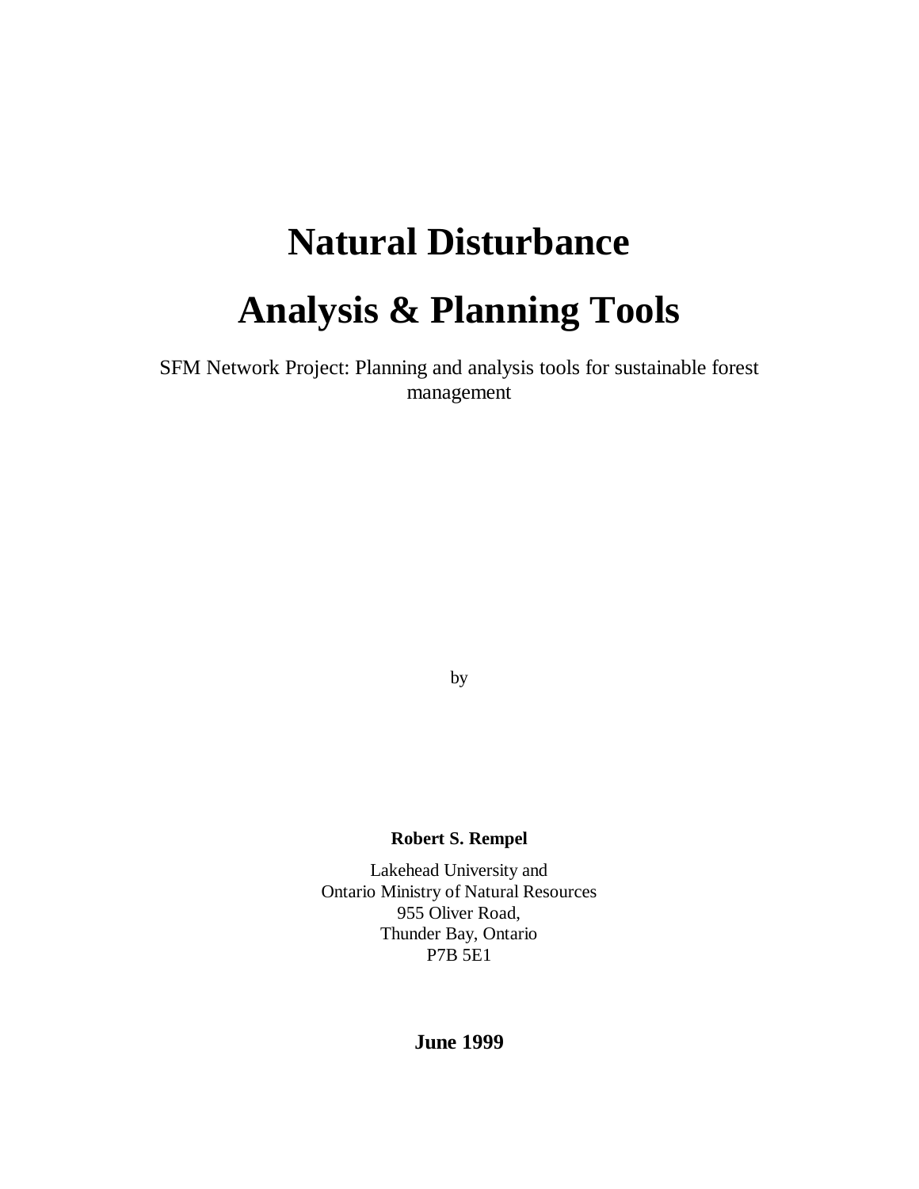# Natural Disturbance Analysis & Planning Tools

SFM Network Project: Planning and analysis tools for sustainable forest management

by

**Robert S. Rempel**

Lakehead University and
Ontario Ministry of Natural Resources
955 Oliver Road,
Thunder Bay, Ontario
P7B 5E1

**June 1999**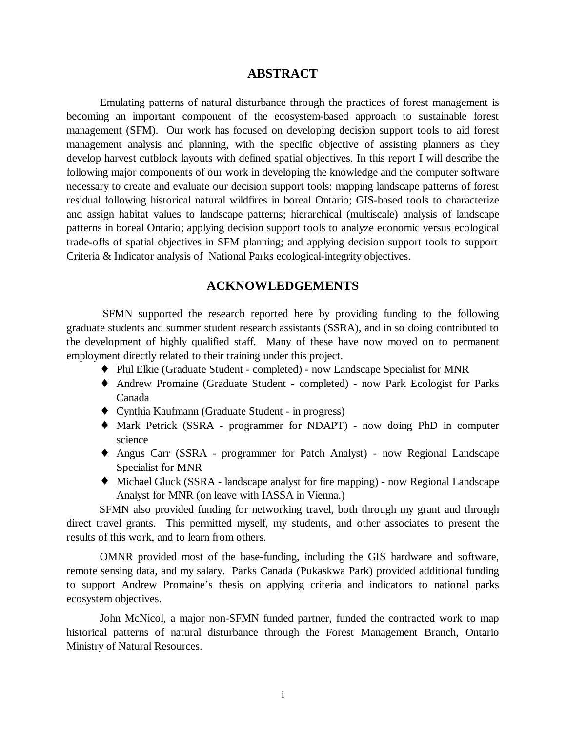## ABSTRACT

Emulating patterns of natural disturbance through the practices of forest management is becoming an important component of the ecosystem-based approach to sustainable forest management (SFM). Our work has focused on developing decision support tools to aid forest management analysis and planning, with the specific objective of assisting planners as they develop harvest cutblock layouts with defined spatial objectives. In this report I will describe the following major components of our work in developing the knowledge and the computer software necessary to create and evaluate our decision support tools: mapping landscape patterns of forest residual following historical natural wildfires in boreal Ontario; GIS-based tools to characterize and assign habitat values to landscape patterns; hierarchical (multiscale) analysis of landscape patterns in boreal Ontario; applying decision support tools to analyze economic versus ecological trade-offs of spatial objectives in SFM planning; and applying decision support tools to support Criteria & Indicator analysis of National Parks ecological-integrity objectives.

## ACKNOWLEDGEMENTS

SFMN supported the research reported here by providing funding to the following graduate students and summer student research assistants (SSRA), and in so doing contributed to the development of highly qualified staff. Many of these have now moved on to permanent employment directly related to their training under this project.

- Phil Elkie (Graduate Student - completed) - now Landscape Specialist for MNR
- Andrew Promaine (Graduate Student - completed) - now Park Ecologist for Parks Canada
- Cynthia Kaufmann (Graduate Student - in progress)
- Mark Petrick (SSRA - programmer for NDAPT) - now doing PhD in computer science
- Angus Carr (SSRA - programmer for Patch Analyst) - now Regional Landscape Specialist for MNR
- Michael Gluck (SSRA - landscape analyst for fire mapping) - now Regional Landscape Analyst for MNR (on leave with IASSA in Vienna.)

SFMN also provided funding for networking travel, both through my grant and through direct travel grants. This permitted myself, my students, and other associates to present the results of this work, and to learn from others.

OMNR provided most of the base-funding, including the GIS hardware and software, remote sensing data, and my salary. Parks Canada (Pukaskwa Park) provided additional funding to support Andrew Promaine's thesis on applying criteria and indicators to national parks ecosystem objectives.

John McNicol, a major non-SFMN funded partner, funded the contracted work to map historical patterns of natural disturbance through the Forest Management Branch, Ontario Ministry of Natural Resources.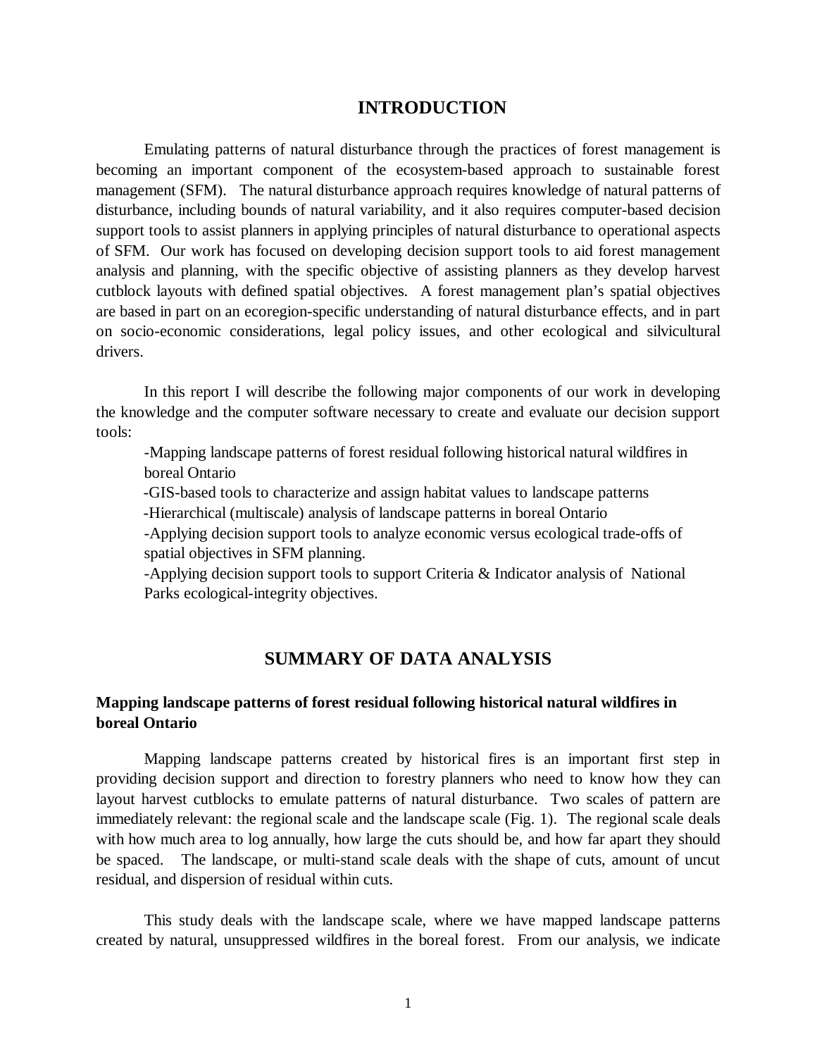# INTRODUCTION

Emulating patterns of natural disturbance through the practices of forest management is becoming an important component of the ecosystem-based approach to sustainable forest management (SFM). The natural disturbance approach requires knowledge of natural patterns of disturbance, including bounds of natural variability, and it also requires computer-based decision support tools to assist planners in applying principles of natural disturbance to operational aspects of SFM. Our work has focused on developing decision support tools to aid forest management analysis and planning, with the specific objective of assisting planners as they develop harvest cutblock layouts with defined spatial objectives. A forest management plan's spatial objectives are based in part on an ecoregion-specific understanding of natural disturbance effects, and in part on socio-economic considerations, legal policy issues, and other ecological and silvicultural drivers.

In this report I will describe the following major components of our work in developing the knowledge and the computer software necessary to create and evaluate our decision support tools:

- Mapping landscape patterns of forest residual following historical natural wildfires in boreal Ontario
- GIS-based tools to characterize and assign habitat values to landscape patterns
- Hierarchical (multiscale) analysis of landscape patterns in boreal Ontario
- Applying decision support tools to analyze economic versus ecological trade-offs of spatial objectives in SFM planning.
- Applying decision support tools to support Criteria & Indicator analysis of National Parks ecological-integrity objectives.

# SUMMARY OF DATA ANALYSIS

### Mapping landscape patterns of forest residual following historical natural wildfires in boreal Ontario

Mapping landscape patterns created by historical fires is an important first step in providing decision support and direction to forestry planners who need to know how they can layout harvest cutblocks to emulate patterns of natural disturbance. Two scales of pattern are immediately relevant: the regional scale and the landscape scale (Fig. 1). The regional scale deals with how much area to log annually, how large the cuts should be, and how far apart they should be spaced. The landscape, or multi-stand scale deals with the shape of cuts, amount of uncut residual, and dispersion of residual within cuts.

This study deals with the landscape scale, where we have mapped landscape patterns created by natural, unsuppressed wildfires in the boreal forest. From our analysis, we indicate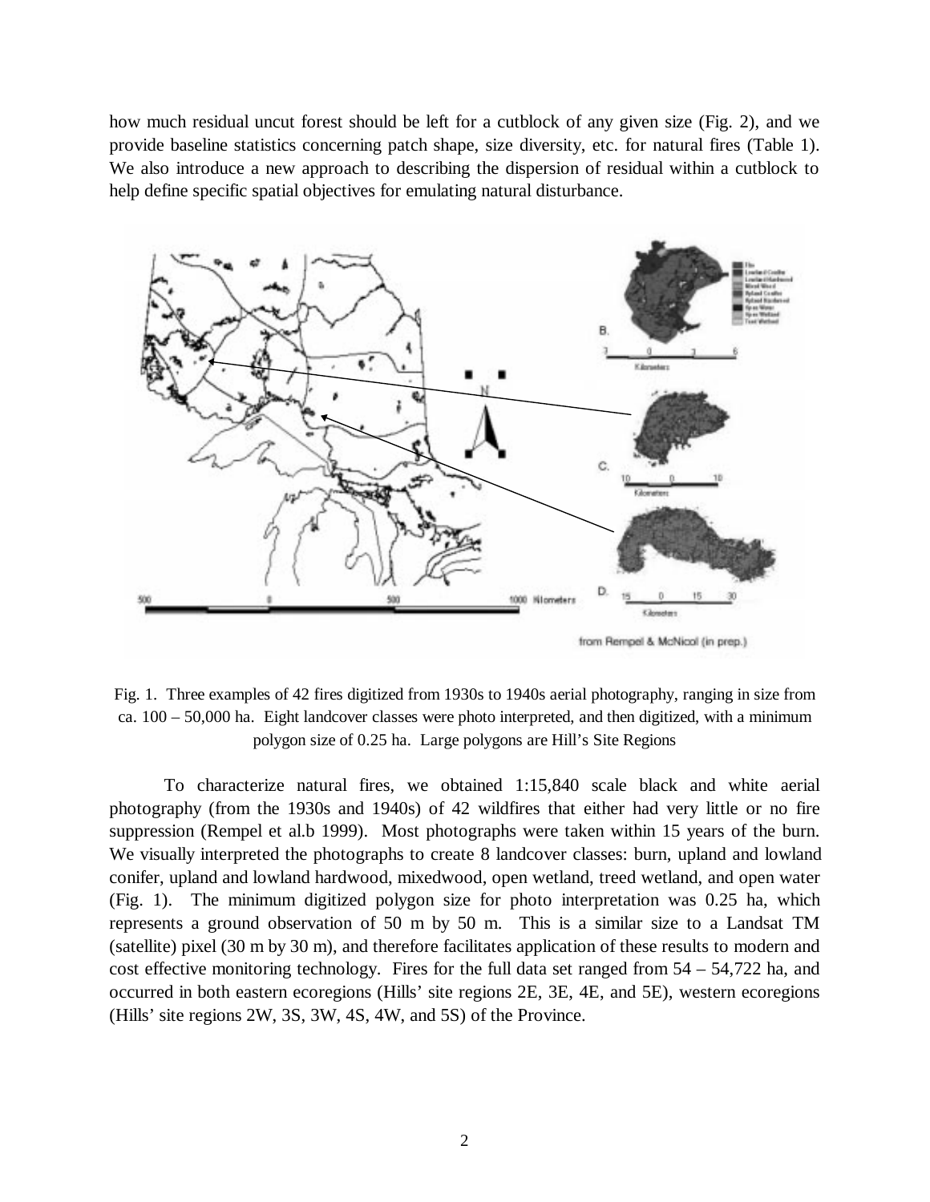how much residual uncut forest should be left for a cutblock of any given size (Fig. 2), and we provide baseline statistics concerning patch shape, size diversity, etc. for natural fires (Table 1). We also introduce a new approach to describing the dispersion of residual within a cutblock to help define specific spatial objectives for emulating natural disturbance.

Fig. 1. Three examples of 42 fires digitized from 1930s to 1940s aerial photography, ranging in size from ca. 100 – 50,000 ha. Eight landcover classes were photo interpreted, and then digitized, with a minimum polygon size of 0.25 ha. Large polygons are Hill's Site Regions

To characterize natural fires, we obtained 1:15,840 scale black and white aerial photography (from the 1930s and 1940s) of 42 wildfires that either had very little or no fire suppression (Rempel et al.b 1999). Most photographs were taken within 15 years of the burn. We visually interpreted the photographs to create 8 landcover classes: burn, upland and lowland conifer, upland and lowland hardwood, mixedwood, open wetland, treed wetland, and open water (Fig. 1). The minimum digitized polygon size for photo interpretation was 0.25 ha, which represents a ground observation of 50 m by 50 m. This is a similar size to a Landsat TM (satellite) pixel (30 m by 30 m), and therefore facilitates application of these results to modern and cost effective monitoring technology. Fires for the full data set ranged from 54 – 54,722 ha, and occurred in both eastern ecoregions (Hills' site regions 2E, 3E, 4E, and 5E), western ecoregions (Hills' site regions 2W, 3S, 3W, 4S, 4W, and 5S) of the Province.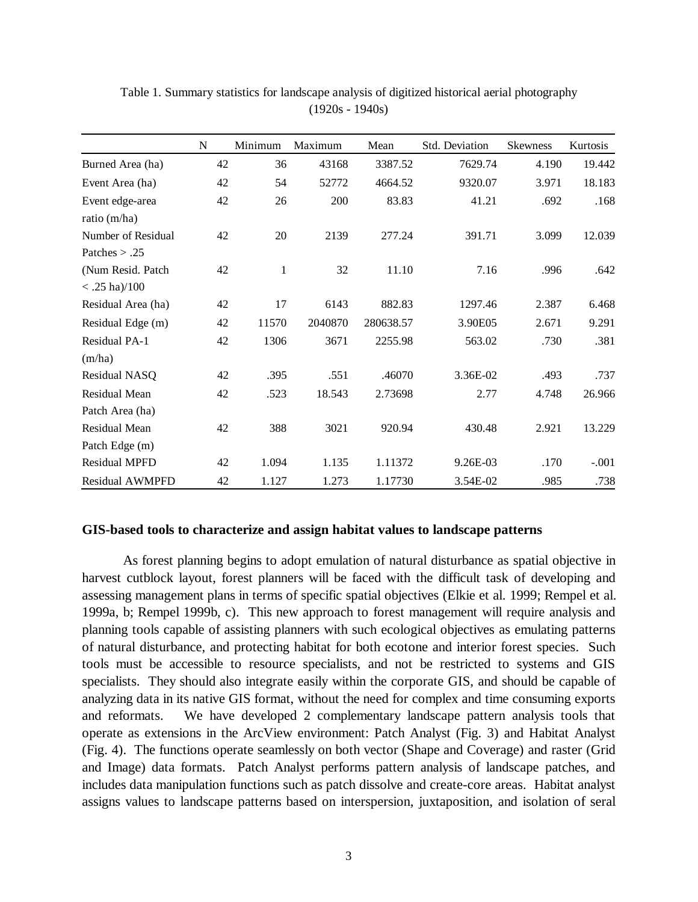Table 1. Summary statistics for landscape analysis of digitized historical aerial photography (1920s - 1940s)

| | N | Minimum | Maximum | Mean | Std. Deviation | Skewness | Kurtosis |
|---|---|---|---|---|---|---|---|
| Burned Area (ha) | 42 | 36 | 43168 | 3387.52 | 7629.74 | 4.190 | 19.442 |
| Event Area (ha) | 42 | 54 | 52772 | 4664.52 | 9320.07 | 3.971 | 18.183 |
| Event edge-area ratio (m/ha) | 42 | 26 | 200 | 83.83 | 41.21 | .692 | .168 |
| Number of Residual Patches > .25 | 42 | 20 | 2139 | 277.24 | 391.71 | 3.099 | 12.039 |
| (Num Resid. Patch < .25 ha)/100 | 42 | 1 | 32 | 11.10 | 7.16 | .996 | .642 |
| Residual Area (ha) | 42 | 17 | 6143 | 882.83 | 1297.46 | 2.387 | 6.468 |
| Residual Edge (m) | 42 | 11570 | 2040870 | 280638.57 | 3.90E05 | 2.671 | 9.291 |
| Residual PA-1 (m/ha) | 42 | 1306 | 3671 | 2255.98 | 563.02 | .730 | .381 |
| Residual NASQ | 42 | .395 | .551 | .46070 | 3.36E-02 | .493 | .737 |
| Residual Mean Patch Area (ha) | 42 | .523 | 18.543 | 2.73698 | 2.77 | 4.748 | 26.966 |
| Residual Mean Patch Edge (m) | 42 | 388 | 3021 | 920.94 | 430.48 | 2.921 | 13.229 |
| Residual MPFD | 42 | 1.094 | 1.135 | 1.11372 | 9.26E-03 | .170 | -.001 |
| Residual AWMPFD | 42 | 1.127 | 1.273 | 1.17730 | 3.54E-02 | .985 | .738 |

## GIS-based tools to characterize and assign habitat values to landscape patterns

As forest planning begins to adopt emulation of natural disturbance as spatial objective in harvest cutblock layout, forest planners will be faced with the difficult task of developing and assessing management plans in terms of specific spatial objectives (Elkie et al. 1999; Rempel et al. 1999a, b; Rempel 1999b, c). This new approach to forest management will require analysis and planning tools capable of assisting planners with such ecological objectives as emulating patterns of natural disturbance, and protecting habitat for both ecotone and interior forest species. Such tools must be accessible to resource specialists, and not be restricted to systems and GIS specialists. They should also integrate easily within the corporate GIS, and should be capable of analyzing data in its native GIS format, without the need for complex and time consuming exports and reformats. We have developed 2 complementary landscape pattern analysis tools that operate as extensions in the ArcView environment: Patch Analyst (Fig. 3) and Habitat Analyst (Fig. 4). The functions operate seamlessly on both vector (Shape and Coverage) and raster (Grid and Image) data formats. Patch Analyst performs pattern analysis of landscape patches, and includes data manipulation functions such as patch dissolve and create-core areas. Habitat analyst assigns values to landscape patterns based on interspersion, juxtaposition, and isolation of seral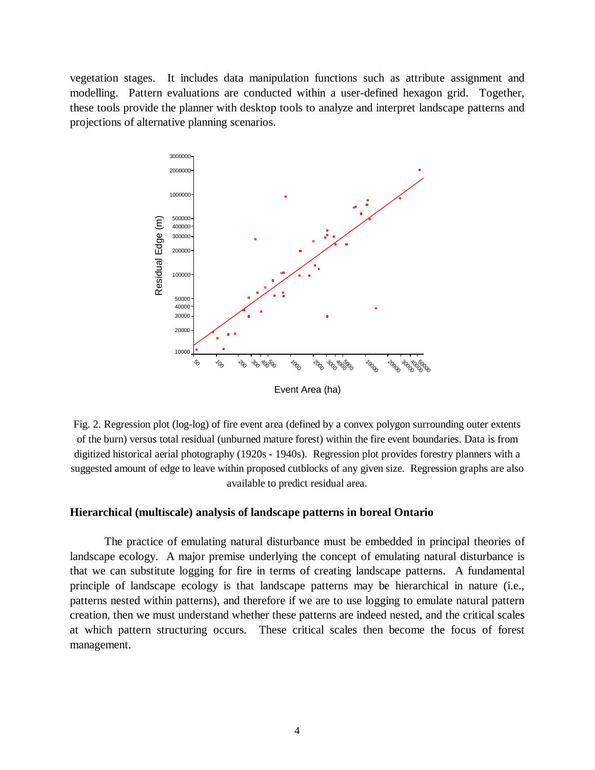vegetation stages. It includes data manipulation functions such as attribute assignment and modelling. Pattern evaluations are conducted within a user-defined hexagon grid. Together, these tools provide the planner with desktop tools to analyze and interpret landscape patterns and projections of alternative planning scenarios.

Fig. 2. Regression plot (log-log) of fire event area (defined by a convex polygon surrounding outer extents of the burn) versus total residual (unburned mature forest) within the fire event boundaries. Data is from digitized historical aerial photography (1920s - 1940s). Regression plot provides forestry planners with a suggested amount of edge to leave within proposed cutblocks of any given size. Regression graphs are also available to predict residual area.

### Hierarchical (multiscale) analysis of landscape patterns in boreal Ontario

The practice of emulating natural disturbance must be embedded in principal theories of landscape ecology. A major premise underlying the concept of emulating natural disturbance is that we can substitute logging for fire in terms of creating landscape patterns. A fundamental principle of landscape ecology is that landscape patterns may be hierarchical in nature (i.e., patterns nested within patterns), and therefore if we are to use logging to emulate natural pattern creation, then we must understand whether these patterns are indeed nested, and the critical scales at which pattern structuring occurs. These critical scales then become the focus of forest management.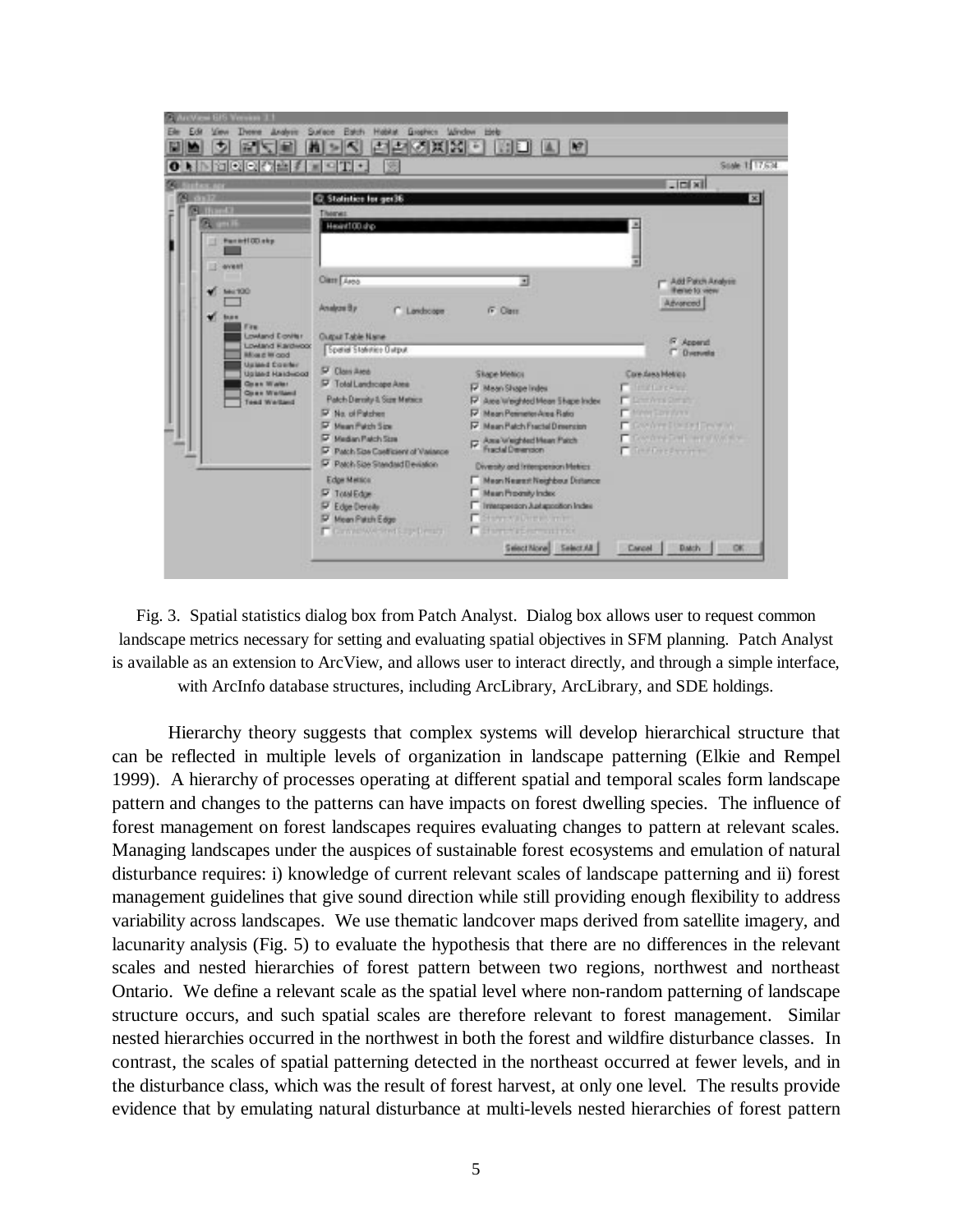Fig. 3. Spatial statistics dialog box from Patch Analyst. Dialog box allows user to request common landscape metrics necessary for setting and evaluating spatial objectives in SFM planning. Patch Analyst is available as an extension to ArcView, and allows user to interact directly, and through a simple interface, with ArcInfo database structures, including ArcLibrary, ArcLibrary, and SDE holdings.

Hierarchy theory suggests that complex systems will develop hierarchical structure that can be reflected in multiple levels of organization in landscape patterning (Elkie and Rempel 1999). A hierarchy of processes operating at different spatial and temporal scales form landscape pattern and changes to the patterns can have impacts on forest dwelling species. The influence of forest management on forest landscapes requires evaluating changes to pattern at relevant scales. Managing landscapes under the auspices of sustainable forest ecosystems and emulation of natural disturbance requires: i) knowledge of current relevant scales of landscape patterning and ii) forest management guidelines that give sound direction while still providing enough flexibility to address variability across landscapes. We use thematic landcover maps derived from satellite imagery, and lacunarity analysis (Fig. 5) to evaluate the hypothesis that there are no differences in the relevant scales and nested hierarchies of forest pattern between two regions, northwest and northeast Ontario. We define a relevant scale as the spatial level where non-random patterning of landscape structure occurs, and such spatial scales are therefore relevant to forest management. Similar nested hierarchies occurred in the northwest in both the forest and wildfire disturbance classes. In contrast, the scales of spatial patterning detected in the northeast occurred at fewer levels, and in the disturbance class, which was the result of forest harvest, at only one level. The results provide evidence that by emulating natural disturbance at multi-levels nested hierarchies of forest pattern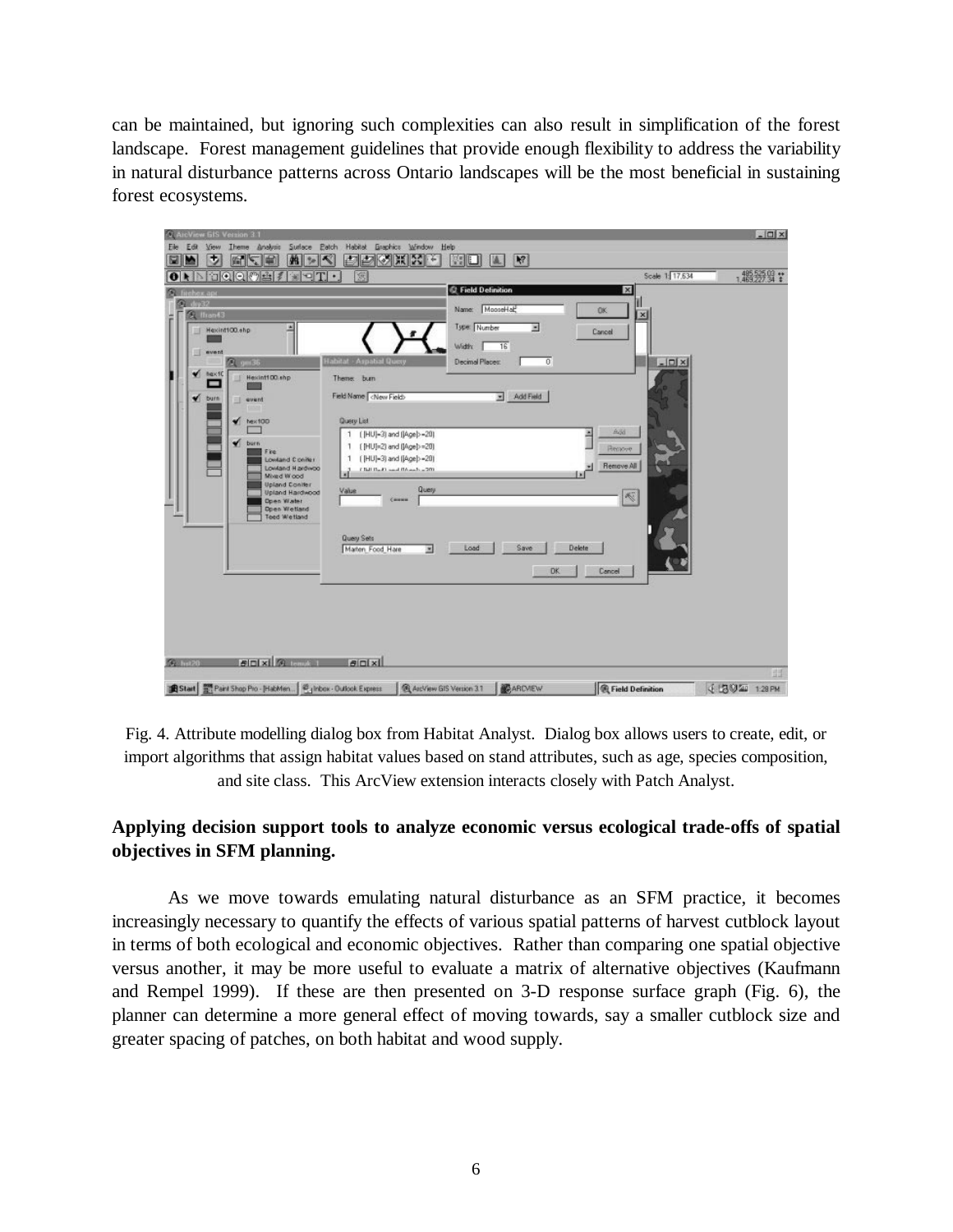can be maintained, but ignoring such complexities can also result in simplification of the forest landscape. Forest management guidelines that provide enough flexibility to address the variability in natural disturbance patterns across Ontario landscapes will be the most beneficial in sustaining forest ecosystems.

Fig. 4. Attribute modelling dialog box from Habitat Analyst. Dialog box allows users to create, edit, or import algorithms that assign habitat values based on stand attributes, such as age, species composition, and site class. This ArcView extension interacts closely with Patch Analyst.

**Applying decision support tools to analyze economic versus ecological trade-offs of spatial objectives in SFM planning.**

As we move towards emulating natural disturbance as an SFM practice, it becomes increasingly necessary to quantify the effects of various spatial patterns of harvest cutblock layout in terms of both ecological and economic objectives. Rather than comparing one spatial objective versus another, it may be more useful to evaluate a matrix of alternative objectives (Kaufmann and Rempel 1999). If these are then presented on 3-D response surface graph (Fig. 6), the planner can determine a more general effect of moving towards, say a smaller cutblock size and greater spacing of patches, on both habitat and wood supply.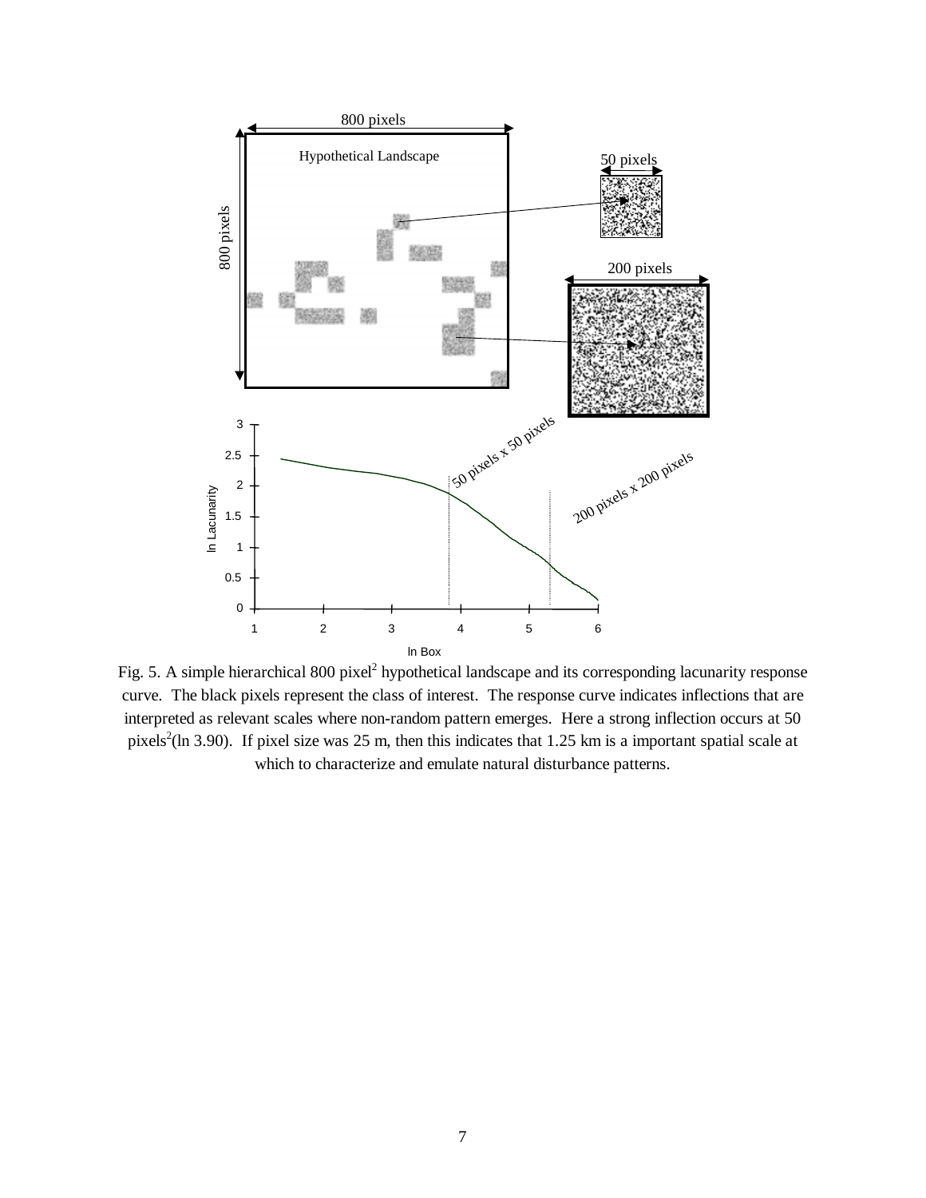Fig. 5. A simple hierarchical 800 pixel$^2$ hypothetical landscape and its corresponding lacunarity response curve. The black pixels represent the class of interest. The response curve indicates inflections that are interpreted as relevant scales where non-random pattern emerges. Here a strong inflection occurs at 50 pixels$^2$(ln 3.90). If pixel size was 25 m, then this indicates that 1.25 km is a important spatial scale at which to characterize and emulate natural disturbance patterns.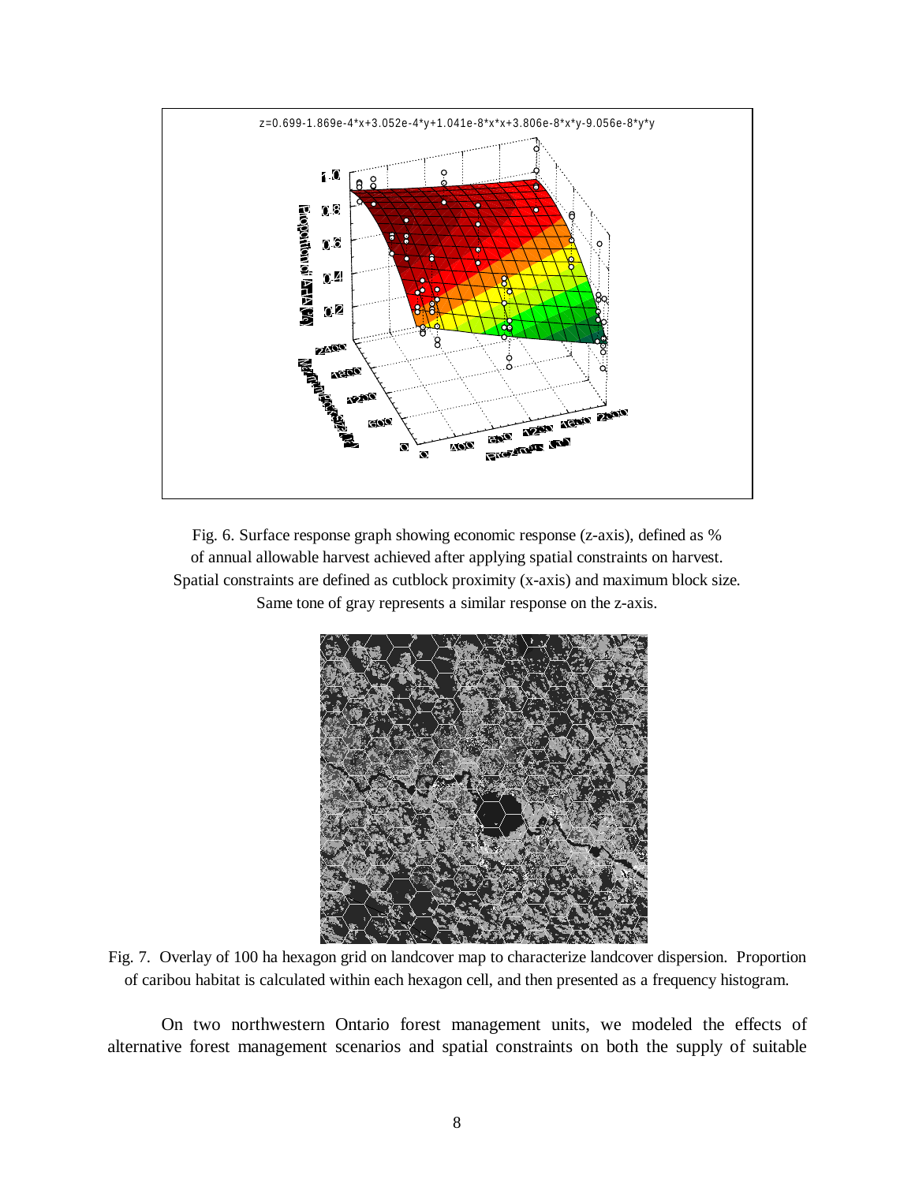Fig. 6. Surface response graph showing economic response (z-axis), defined as % of annual allowable harvest achieved after applying spatial constraints on harvest. Spatial constraints are defined as cutblock proximity (x-axis) and maximum block size. Same tone of gray represents a similar response on the z-axis.

Fig. 7. Overlay of 100 ha hexagon grid on landcover map to characterize landcover dispersion. Proportion of caribou habitat is calculated within each hexagon cell, and then presented as a frequency histogram.

On two northwestern Ontario forest management units, we modeled the effects of alternative forest management scenarios and spatial constraints on both the supply of suitable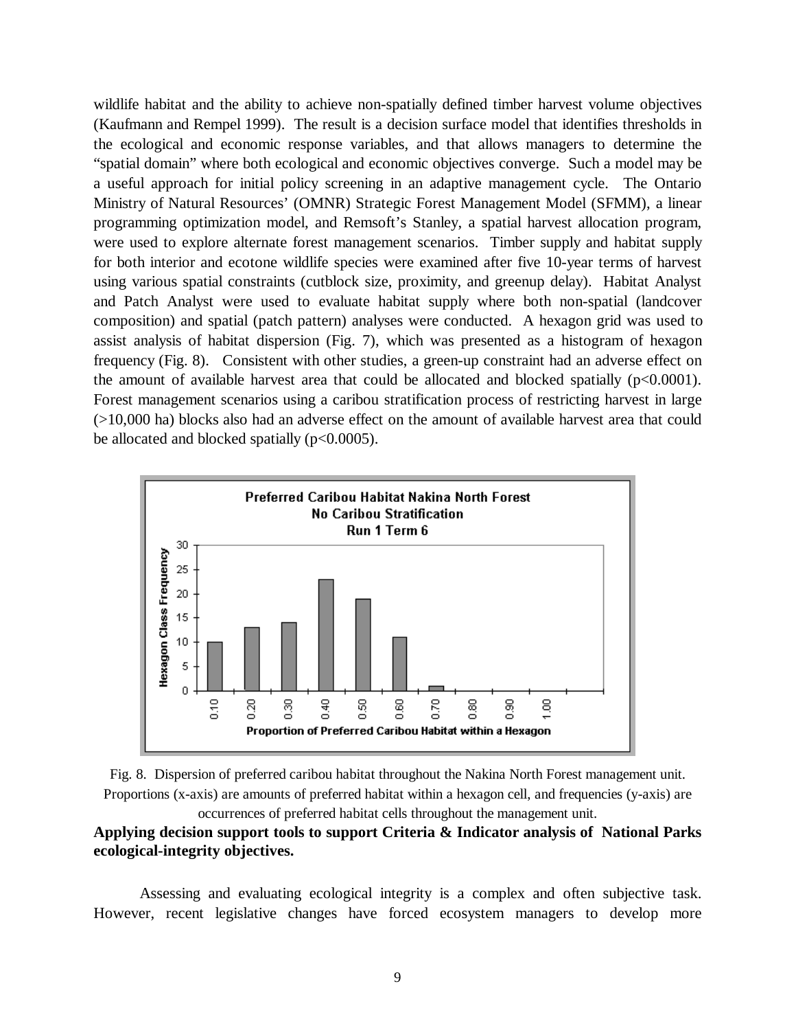wildlife habitat and the ability to achieve non-spatially defined timber harvest volume objectives (Kaufmann and Rempel 1999). The result is a decision surface model that identifies thresholds in the ecological and economic response variables, and that allows managers to determine the "spatial domain" where both ecological and economic objectives converge. Such a model may be a useful approach for initial policy screening in an adaptive management cycle. The Ontario Ministry of Natural Resources' (OMNR) Strategic Forest Management Model (SFMM), a linear programming optimization model, and Remsoft's Stanley, a spatial harvest allocation program, were used to explore alternate forest management scenarios. Timber supply and habitat supply for both interior and ecotone wildlife species were examined after five 10-year terms of harvest using various spatial constraints (cutblock size, proximity, and greenup delay). Habitat Analyst and Patch Analyst were used to evaluate habitat supply where both non-spatial (landcover composition) and spatial (patch pattern) analyses were conducted. A hexagon grid was used to assist analysis of habitat dispersion (Fig. 7), which was presented as a histogram of hexagon frequency (Fig. 8). Consistent with other studies, a green-up constraint had an adverse effect on the amount of available harvest area that could be allocated and blocked spatially ($p<0.0001$). Forest management scenarios using a caribou stratification process of restricting harvest in large (>10,000 ha) blocks also had an adverse effect on the amount of available harvest area that could be allocated and blocked spatially ($p<0.0005$).

Fig. 8. Dispersion of preferred caribou habitat throughout the Nakina North Forest management unit. Proportions (x-axis) are amounts of preferred habitat within a hexagon cell, and frequencies (y-axis) are occurrences of preferred habitat cells throughout the management unit.

**Applying decision support tools to support Criteria & Indicator analysis of National Parks ecological-integrity objectives.**

Assessing and evaluating ecological integrity is a complex and often subjective task. However, recent legislative changes have forced ecosystem managers to develop more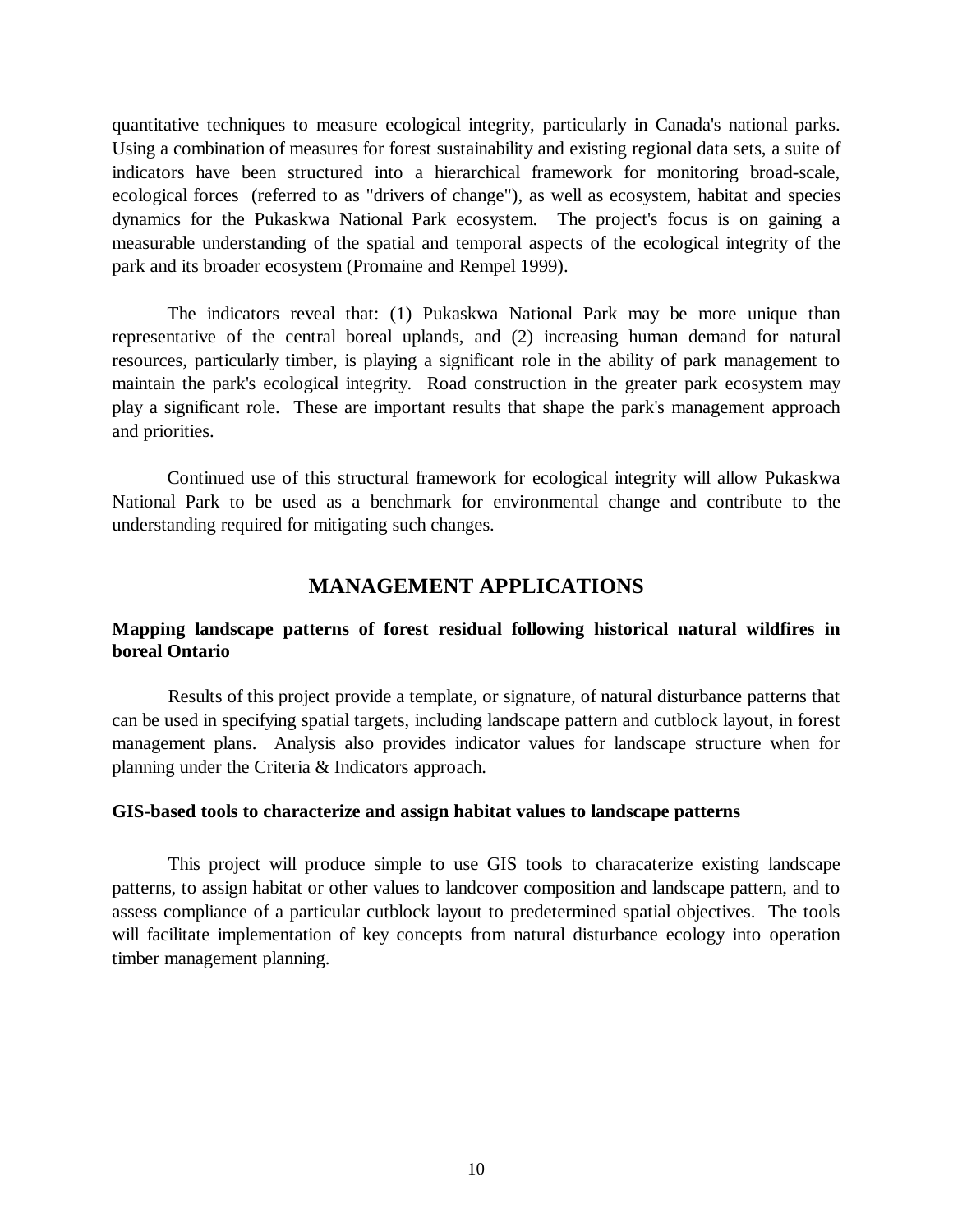quantitative techniques to measure ecological integrity, particularly in Canada's national parks. Using a combination of measures for forest sustainability and existing regional data sets, a suite of indicators have been structured into a hierarchical framework for monitoring broad-scale, ecological forces (referred to as "drivers of change"), as well as ecosystem, habitat and species dynamics for the Pukaskwa National Park ecosystem. The project's focus is on gaining a measurable understanding of the spatial and temporal aspects of the ecological integrity of the park and its broader ecosystem (Promaine and Rempel 1999).

The indicators reveal that: (1) Pukaskwa National Park may be more unique than representative of the central boreal uplands, and (2) increasing human demand for natural resources, particularly timber, is playing a significant role in the ability of park management to maintain the park's ecological integrity. Road construction in the greater park ecosystem may play a significant role. These are important results that shape the park's management approach and priorities.

Continued use of this structural framework for ecological integrity will allow Pukaskwa National Park to be used as a benchmark for environmental change and contribute to the understanding required for mitigating such changes.

## MANAGEMENT APPLICATIONS

### Mapping landscape patterns of forest residual following historical natural wildfires in boreal Ontario

Results of this project provide a template, or signature, of natural disturbance patterns that can be used in specifying spatial targets, including landscape pattern and cutblock layout, in forest management plans. Analysis also provides indicator values for landscape structure when for planning under the Criteria & Indicators approach.

### GIS-based tools to characterize and assign habitat values to landscape patterns

This project will produce simple to use GIS tools to characaterize existing landscape patterns, to assign habitat or other values to landcover composition and landscape pattern, and to assess compliance of a particular cutblock layout to predetermined spatial objectives. The tools will facilitate implementation of key concepts from natural disturbance ecology into operation timber management planning.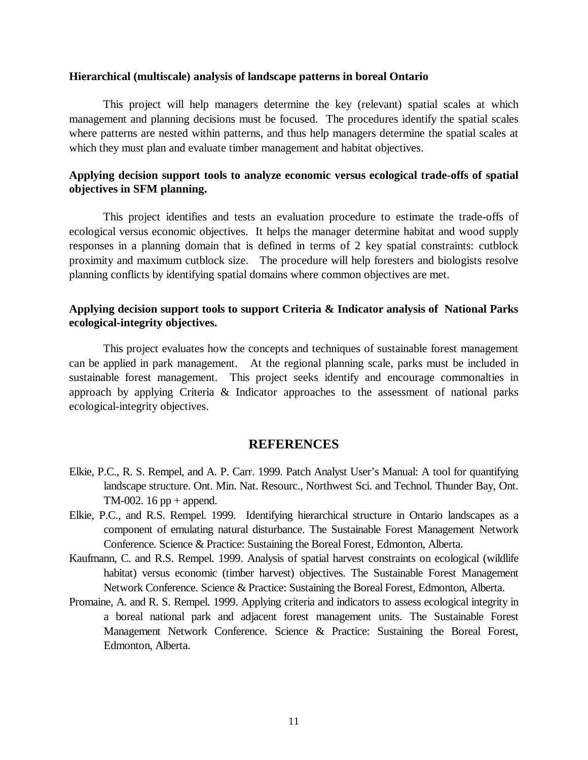**Hierarchical (multiscale) analysis of landscape patterns in boreal Ontario**

This project will help managers determine the key (relevant) spatial scales at which management and planning decisions must be focused. The procedures identify the spatial scales where patterns are nested within patterns, and thus help managers determine the spatial scales at which they must plan and evaluate timber management and habitat objectives.

**Applying decision support tools to analyze economic versus ecological trade-offs of spatial objectives in SFM planning.**

This project identifies and tests an evaluation procedure to estimate the trade-offs of ecological versus economic objectives. It helps the manager determine habitat and wood supply responses in a planning domain that is defined in terms of 2 key spatial constraints: cutblock proximity and maximum cutblock size. The procedure will help foresters and biologists resolve planning conflicts by identifying spatial domains where common objectives are met.

**Applying decision support tools to support Criteria & Indicator analysis of National Parks ecological-integrity objectives.**

This project evaluates how the concepts and techniques of sustainable forest management can be applied in park management. At the regional planning scale, parks must be included in sustainable forest management. This project seeks identify and encourage commonalties in approach by applying Criteria & Indicator approaches to the assessment of national parks ecological-integrity objectives.

## REFERENCES

Elkie, P.C., R. S. Rempel, and A. P. Carr. 1999. Patch Analyst User's Manual: A tool for quantifying landscape structure. Ont. Min. Nat. Resourc., Northwest Sci. and Technol. Thunder Bay, Ont. TM-002. 16 pp + append.

Elkie, P.C., and R.S. Rempel. 1999. Identifying hierarchical structure in Ontario landscapes as a component of emulating natural disturbance. The Sustainable Forest Management Network Conference. Science & Practice: Sustaining the Boreal Forest, Edmonton, Alberta.

Kaufmann, C. and R.S. Rempel. 1999. Analysis of spatial harvest constraints on ecological (wildlife habitat) versus economic (timber harvest) objectives. The Sustainable Forest Management Network Conference. Science & Practice: Sustaining the Boreal Forest, Edmonton, Alberta.

Promaine, A. and R. S. Rempel. 1999. Applying criteria and indicators to assess ecological integrity in a boreal national park and adjacent forest management units. The Sustainable Forest Management Network Conference. Science & Practice: Sustaining the Boreal Forest, Edmonton, Alberta.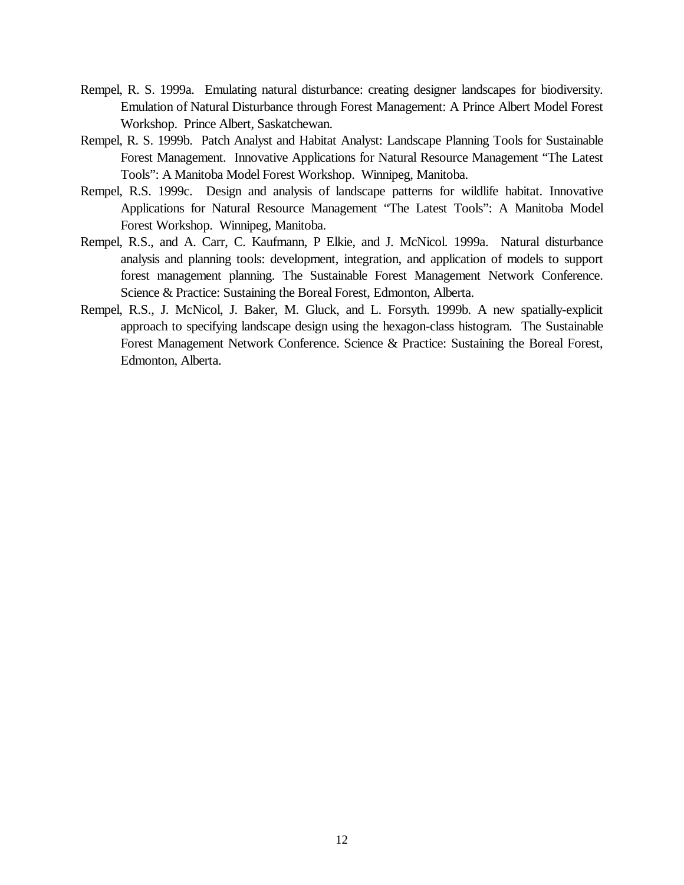Rempel, R. S. 1999a. Emulating natural disturbance: creating designer landscapes for biodiversity. Emulation of Natural Disturbance through Forest Management: A Prince Albert Model Forest Workshop. Prince Albert, Saskatchewan.

Rempel, R. S. 1999b. Patch Analyst and Habitat Analyst: Landscape Planning Tools for Sustainable Forest Management. Innovative Applications for Natural Resource Management "The Latest Tools": A Manitoba Model Forest Workshop. Winnipeg, Manitoba.

Rempel, R.S. 1999c. Design and analysis of landscape patterns for wildlife habitat. Innovative Applications for Natural Resource Management "The Latest Tools": A Manitoba Model Forest Workshop. Winnipeg, Manitoba.

Rempel, R.S., and A. Carr, C. Kaufmann, P Elkie, and J. McNicol. 1999a. Natural disturbance analysis and planning tools: development, integration, and application of models to support forest management planning. The Sustainable Forest Management Network Conference. Science & Practice: Sustaining the Boreal Forest, Edmonton, Alberta.

Rempel, R.S., J. McNicol, J. Baker, M. Gluck, and L. Forsyth. 1999b. A new spatially-explicit approach to specifying landscape design using the hexagon-class histogram. The Sustainable Forest Management Network Conference. Science & Practice: Sustaining the Boreal Forest, Edmonton, Alberta.